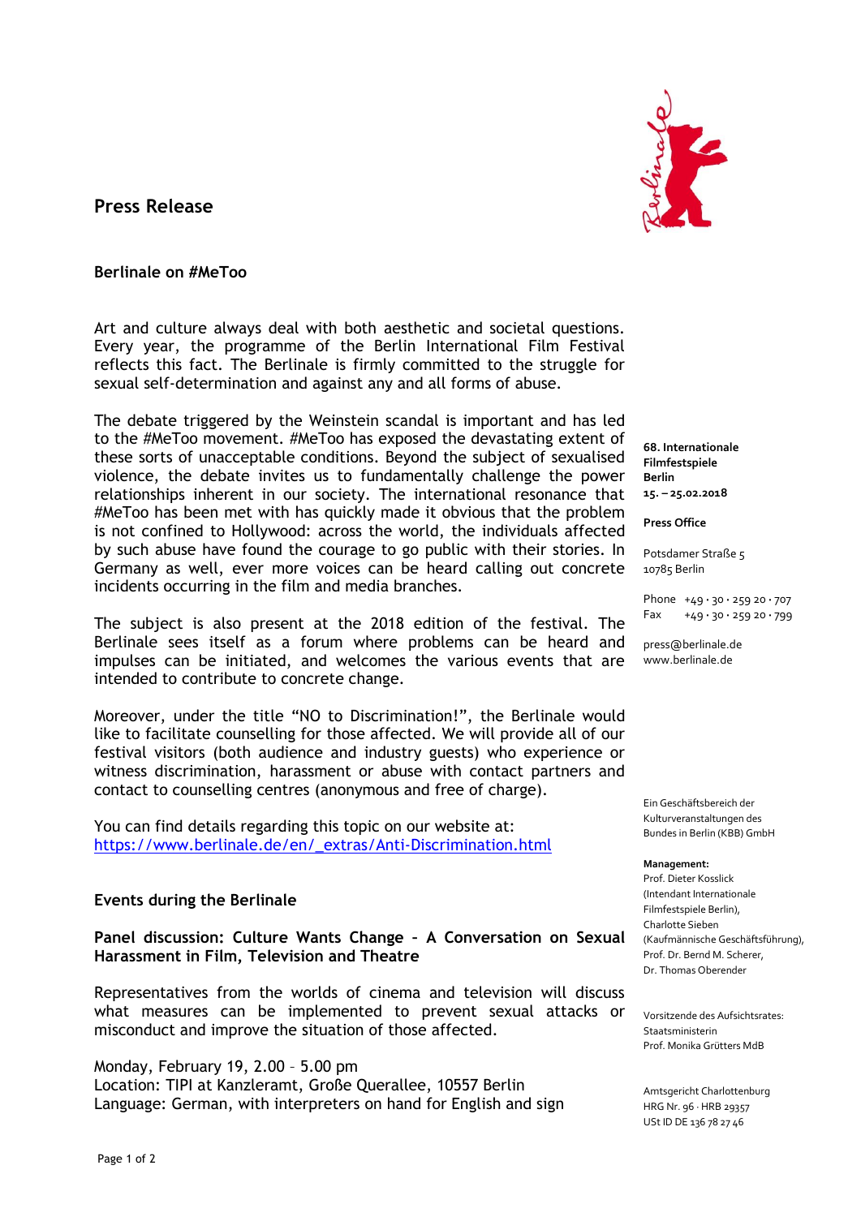# Press Release

## Berlinale on #MeToo

Art and culture always deal with both aesthetic and societal questions. Every year, the programme of the Berlin International Film Festival reflects this fact. The Berlinale is firmly committed to the struggle for sexual self-determination and against any and all forms of abuse.

The debate triggered by the Weinstein scandal is important and has led to the #MeToo movement. #MeToo has exposed the devastating extent of these sorts of unacceptable conditions. Beyond the subject of sexualised violence, the debate invites us to fundamentally challenge the power relationships inherent in our society. The international resonance that #MeToo has been met with has quickly made it obvious that the problem is not confined to Hollywood: across the world, the individuals affected by such abuse have found the courage to go public with their stories. In Germany as well, ever more voices can be heard calling out concrete incidents occurring in the film and media branches.

The subject is also present at the 2018 edition of the festival. The Berlinale sees itself as a forum where problems can be heard and impulses can be initiated, and welcomes the various events that are intended to contribute to concrete change.

Moreover, under the title “NO to Discrimination!”, the Berlinale would like to facilitate counselling for those affected. We will provide all of our festival visitors (both audience and industry guests) who experience or witness discrimination, harassment or abuse with contact partners and contact to counselling centres (anonymous and free of charge).

You can find details regarding this topic on our website at:
https://www.berlinale.de/en/_extras/Anti-Discrimination.html

## Events during the Berlinale

### Panel discussion: Culture Wants Change – A Conversation on Sexual Harassment in Film, Television and Theatre

Representatives from the worlds of cinema and television will discuss what measures can be implemented to prevent sexual attacks or misconduct and improve the situation of those affected.

Monday, February 19, 2.00 – 5.00 pm
Location: TIPI at Kanzleramt, Große Querallee, 10557 Berlin
Language: German, with interpreters on hand for English and sign

**68. Internationale Filmfestspiele Berlin**
**15. – 25.02.2018**

**Press Office**

Potsdamer Straße 5
10785 Berlin

Phone +49 · 30 · 259 20 · 707
Fax +49 · 30 · 259 20 · 799

press@berlinale.de
www.berlinale.de

Ein Geschäftsbereich der Kulturveranstaltungen des Bundes in Berlin (KBB) GmbH

**Management:**
Prof. Dieter Kosslick (Intendant Internationale Filmfestspiele Berlin),
Charlotte Sieben (Kaufmännische Geschäftsführung),
Prof. Dr. Bernd M. Scherer,
Dr. Thomas Oberender

Vorsitzende des Aufsichtsrates:
Staatsministerin
Prof. Monika Grütters MdB

Amtsgericht Charlottenburg
HRG Nr. 96 · HRB 29357
USt ID DE 136 78 27 46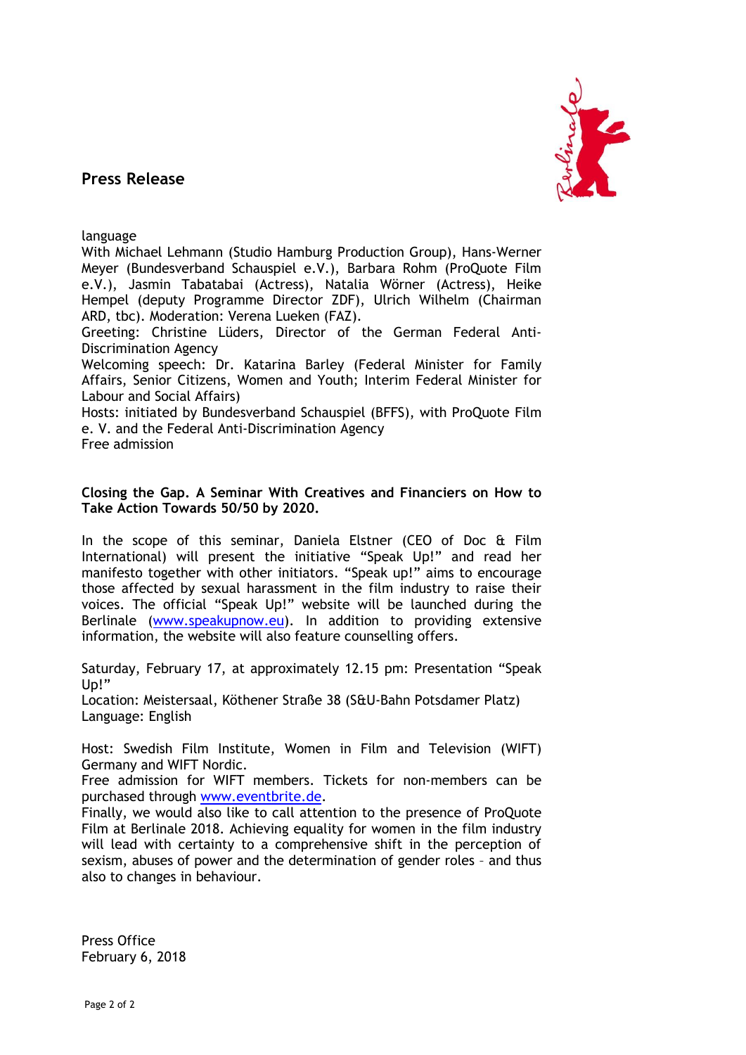## Press Release

language
With Michael Lehmann (Studio Hamburg Production Group), Hans-Werner Meyer (Bundesverband Schauspiel e.V.), Barbara Rohm (ProQuote Film e.V.), Jasmin Tabatabai (Actress), Natalia Wörner (Actress), Heike Hempel (deputy Programme Director ZDF), Ulrich Wilhelm (Chairman ARD, tbc). Moderation: Verena Lueken (FAZ).
Greeting: Christine Lüders, Director of the German Federal Anti-Discrimination Agency
Welcoming speech: Dr. Katarina Barley (Federal Minister for Family Affairs, Senior Citizens, Women and Youth; Interim Federal Minister for Labour and Social Affairs)
Hosts: initiated by Bundesverband Schauspiel (BFFS), with ProQuote Film e. V. and the Federal Anti-Discrimination Agency
Free admission

**Closing the Gap. A Seminar With Creatives and Financiers on How to Take Action Towards 50/50 by 2020.**

In the scope of this seminar, Daniela Elstner (CEO of Doc & Film International) will present the initiative “Speak Up!” and read her manifesto together with other initiators. “Speak up!” aims to encourage those affected by sexual harassment in the film industry to raise their voices. The official “Speak Up!” website will be launched during the Berlinale (www.speakupnow.eu). In addition to providing extensive information, the website will also feature counselling offers.

Saturday, February 17, at approximately 12.15 pm: Presentation “Speak Up!”
Location: Meistersaal, Köthener Straße 38 (S&U-Bahn Potsdamer Platz)
Language: English

Host: Swedish Film Institute, Women in Film and Television (WIFT) Germany and WIFT Nordic.
Free admission for WIFT members. Tickets for non-members can be purchased through www.eventbrite.de.
Finally, we would also like to call attention to the presence of ProQuote Film at Berlinale 2018. Achieving equality for women in the film industry will lead with certainty to a comprehensive shift in the perception of sexism, abuses of power and the determination of gender roles – and thus also to changes in behaviour.

Press Office
February 6, 2018